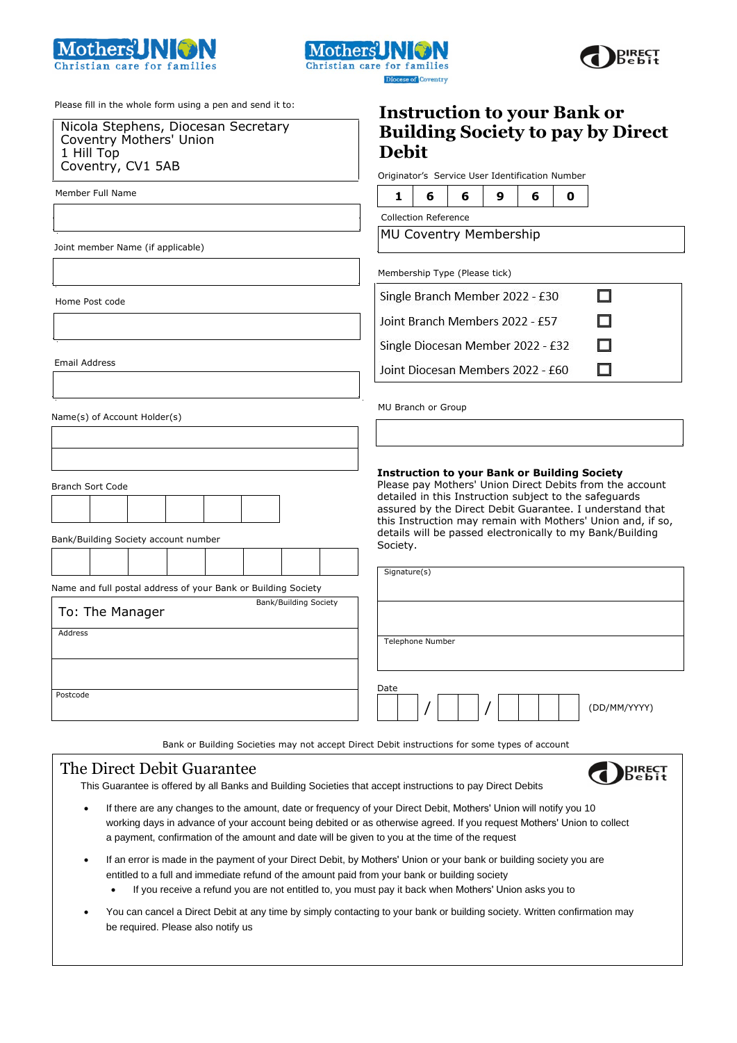Mothers' Union Christian care for families

Mothers' Union Christian care for families Diocese of Coventry

Direct Debit

Please fill in the whole form using a pen and send it to:

Nicola Stephens, Diocesan Secretary
Coventry Mothers' Union
1 Hill Top
Coventry, CV1 5AB

Member Full Name

Joint member Name (if applicable)

Home Post code

Email Address

Name(s) of Account Holder(s)

Branch Sort Code

Bank/Building Society account number

Name and full postal address of your Bank or Building Society

To: The Manager — Bank/Building Society

Address

Postcode

# Instruction to your Bank or Building Society to pay by Direct Debit

Originator's Service User Identification Number

| 1 | 6 | 6 | 9 | 6 | 0 |
|---|---|---|---|---|---|

Collection Reference

MU Coventry Membership

Membership Type (Please tick)

| Membership | Tick |
|---|---|
| Single Branch Member 2022 - £30 | ☐ |
| Joint Branch Members 2022 - £57 | ☐ |
| Single Diocesan Member 2022 - £32 | ☐ |
| Joint Diocesan Members 2022 - £60 | ☐ |

MU Branch or Group

**Instruction to your Bank or Building Society**
Please pay Mothers' Union Direct Debits from the account detailed in this Instruction subject to the safeguards assured by the Direct Debit Guarantee. I understand that this Instruction may remain with Mothers' Union and, if so, details will be passed electronically to my Bank/Building Society.

Signature(s)

Telephone Number

Date __ __ / __ __ / __ __ __ __ (DD/MM/YYYY)

Bank or Building Societies may not accept Direct Debit instructions for some types of account

## The Direct Debit Guarantee

This Guarantee is offered by all Banks and Building Societies that accept instructions to pay Direct Debits

- If there are any changes to the amount, date or frequency of your Direct Debit, Mothers' Union will notify you 10 working days in advance of your account being debited or as otherwise agreed. If you request Mothers' Union to collect a payment, confirmation of the amount and date will be given to you at the time of the request
- If an error is made in the payment of your Direct Debit, by Mothers' Union or your bank or building society you are entitled to a full and immediate refund of the amount paid from your bank or building society
  - If you receive a refund you are not entitled to, you must pay it back when Mothers' Union asks you to
- You can cancel a Direct Debit at any time by simply contacting to your bank or building society. Written confirmation may be required. Please also notify us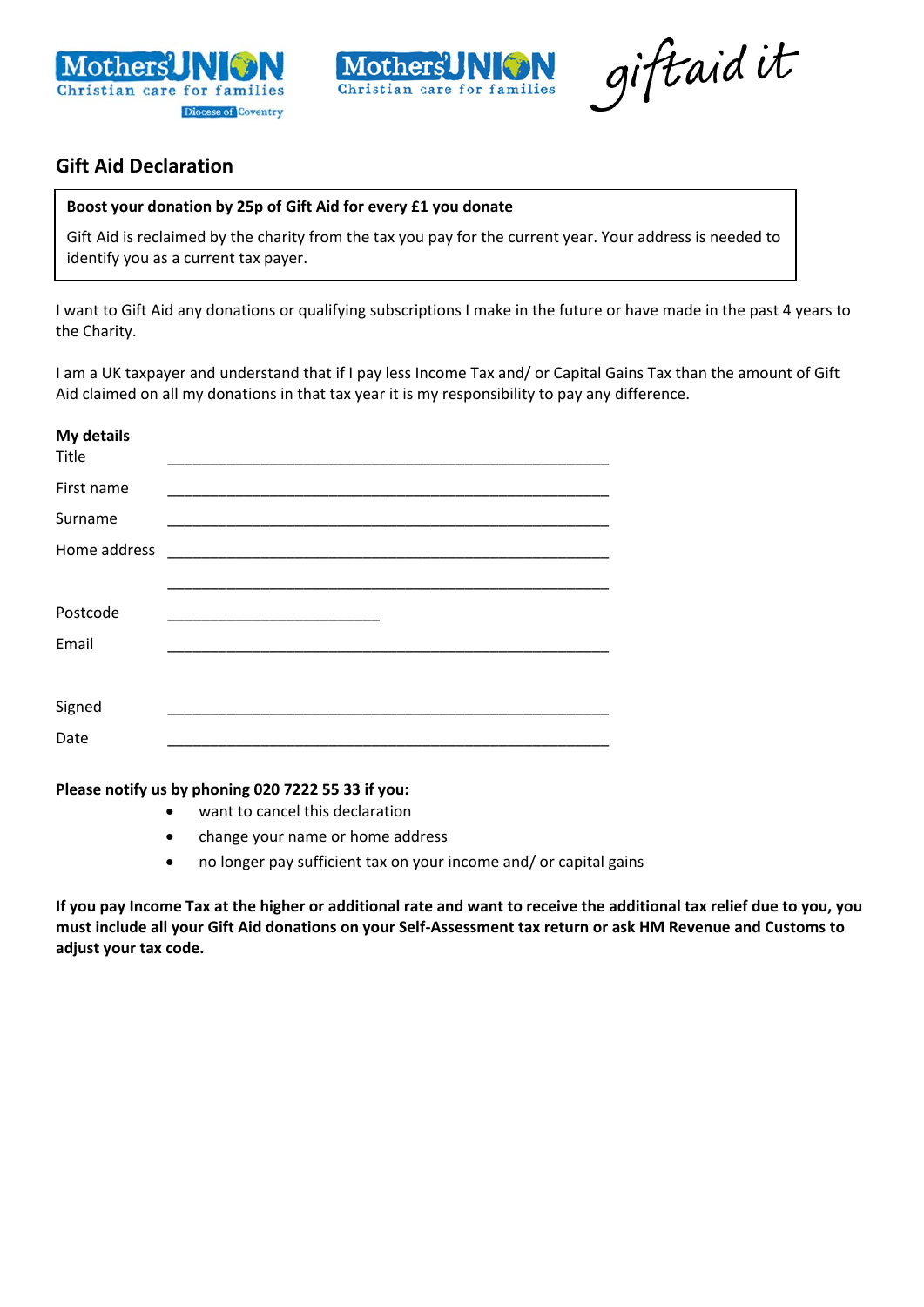Mothers' UNION Christian care for families Diocese of Coventry

Mothers' UNION Christian care for families

giftaid it

## Gift Aid Declaration

**Boost your donation by 25p of Gift Aid for every £1 you donate**

Gift Aid is reclaimed by the charity from the tax you pay for the current year. Your address is needed to identify you as a current tax payer.

I want to Gift Aid any donations or qualifying subscriptions I make in the future or have made in the past 4 years to the Charity.

I am a UK taxpayer and understand that if I pay less Income Tax and/ or Capital Gains Tax than the amount of Gift Aid claimed on all my donations in that tax year it is my responsibility to pay any difference.

**My details**

Title \_\_\_\_\_\_\_\_\_\_\_\_\_\_\_\_\_\_\_\_\_\_\_\_\_\_\_\_\_\_\_\_\_\_\_\_\_\_\_\_\_\_\_\_\_\_\_\_\_\_\_\_

First name \_\_\_\_\_\_\_\_\_\_\_\_\_\_\_\_\_\_\_\_\_\_\_\_\_\_\_\_\_\_\_\_\_\_\_\_\_\_\_\_\_\_\_\_\_\_\_\_\_\_\_\_

Surname \_\_\_\_\_\_\_\_\_\_\_\_\_\_\_\_\_\_\_\_\_\_\_\_\_\_\_\_\_\_\_\_\_\_\_\_\_\_\_\_\_\_\_\_\_\_\_\_\_\_\_\_

Home address \_\_\_\_\_\_\_\_\_\_\_\_\_\_\_\_\_\_\_\_\_\_\_\_\_\_\_\_\_\_\_\_\_\_\_\_\_\_\_\_\_\_\_\_\_\_\_\_\_\_\_\_

\_\_\_\_\_\_\_\_\_\_\_\_\_\_\_\_\_\_\_\_\_\_\_\_\_\_\_\_\_\_\_\_\_\_\_\_\_\_\_\_\_\_\_\_\_\_\_\_\_\_\_\_

Postcode \_\_\_\_\_\_\_\_\_\_\_\_\_\_\_\_\_\_\_\_\_\_\_\_\_\_

Email \_\_\_\_\_\_\_\_\_\_\_\_\_\_\_\_\_\_\_\_\_\_\_\_\_\_\_\_\_\_\_\_\_\_\_\_\_\_\_\_\_\_\_\_\_\_\_\_\_\_\_\_

Signed \_\_\_\_\_\_\_\_\_\_\_\_\_\_\_\_\_\_\_\_\_\_\_\_\_\_\_\_\_\_\_\_\_\_\_\_\_\_\_\_\_\_\_\_\_\_\_\_\_\_\_\_

Date \_\_\_\_\_\_\_\_\_\_\_\_\_\_\_\_\_\_\_\_\_\_\_\_\_\_\_\_\_\_\_\_\_\_\_\_\_\_\_\_\_\_\_\_\_\_\_\_\_\_\_\_

**Please notify us by phoning 020 7222 55 33 if you:**

- want to cancel this declaration
- change your name or home address
- no longer pay sufficient tax on your income and/ or capital gains

**If you pay Income Tax at the higher or additional rate and want to receive the additional tax relief due to you, you must include all your Gift Aid donations on your Self-Assessment tax return or ask HM Revenue and Customs to adjust your tax code.**